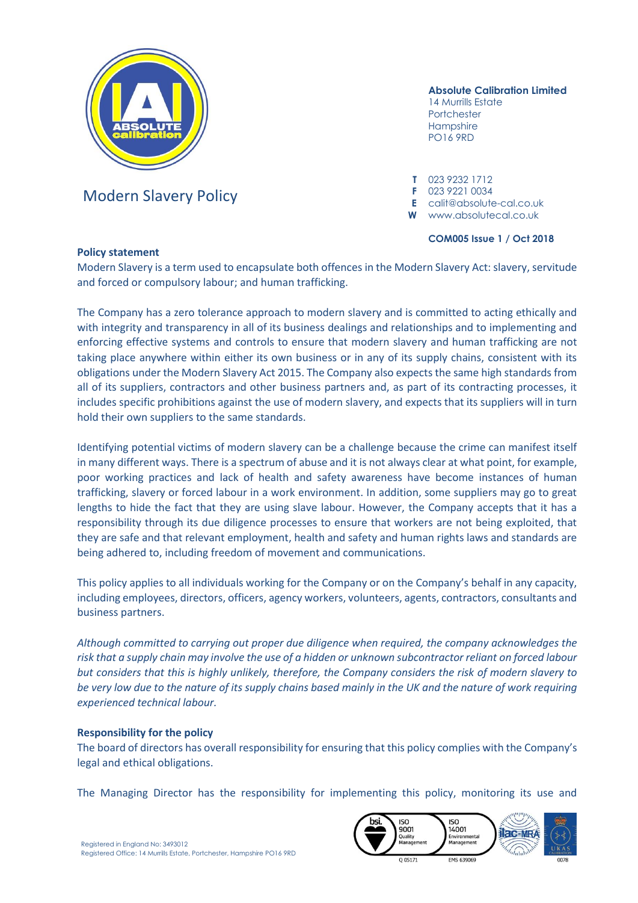**Absolute Calibration Limited**
14 Murrills Estate
Portchester
Hampshire
PO16 9RD

**T** 023 9232 1712
**F** 023 9221 0034
**E** calit@absolute-cal.co.uk
**W** www.absolutecal.co.uk

# Modern Slavery Policy

**COM005 Issue 1 / Oct 2018**

## Policy statement

Modern Slavery is a term used to encapsulate both offences in the Modern Slavery Act: slavery, servitude and forced or compulsory labour; and human trafficking.

The Company has a zero tolerance approach to modern slavery and is committed to acting ethically and with integrity and transparency in all of its business dealings and relationships and to implementing and enforcing effective systems and controls to ensure that modern slavery and human trafficking are not taking place anywhere within either its own business or in any of its supply chains, consistent with its obligations under the Modern Slavery Act 2015. The Company also expects the same high standards from all of its suppliers, contractors and other business partners and, as part of its contracting processes, it includes specific prohibitions against the use of modern slavery, and expects that its suppliers will in turn hold their own suppliers to the same standards.

Identifying potential victims of modern slavery can be a challenge because the crime can manifest itself in many different ways. There is a spectrum of abuse and it is not always clear at what point, for example, poor working practices and lack of health and safety awareness have become instances of human trafficking, slavery or forced labour in a work environment. In addition, some suppliers may go to great lengths to hide the fact that they are using slave labour. However, the Company accepts that it has a responsibility through its due diligence processes to ensure that workers are not being exploited, that they are safe and that relevant employment, health and safety and human rights laws and standards are being adhered to, including freedom of movement and communications.

This policy applies to all individuals working for the Company or on the Company's behalf in any capacity, including employees, directors, officers, agency workers, volunteers, agents, contractors, consultants and business partners.

*Although committed to carrying out proper due diligence when required, the company acknowledges the risk that a supply chain may involve the use of a hidden or unknown subcontractor reliant on forced labour but considers that this is highly unlikely, therefore, the Company considers the risk of modern slavery to be very low due to the nature of its supply chains based mainly in the UK and the nature of work requiring experienced technical labour.*

## Responsibility for the policy

The board of directors has overall responsibility for ensuring that this policy complies with the Company's legal and ethical obligations.

The Managing Director has the responsibility for implementing this policy, monitoring its use and

Registered in England No: 3493012
Registered Office: 14 Murrills Estate, Portchester, Hampshire PO16 9RD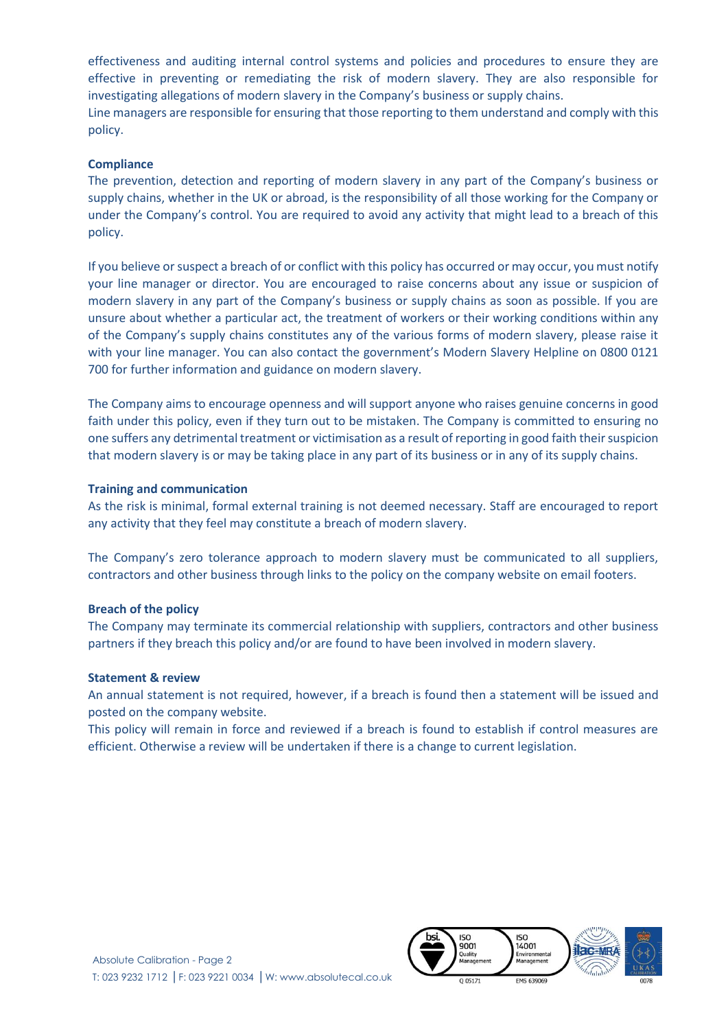effectiveness and auditing internal control systems and policies and procedures to ensure they are effective in preventing or remediating the risk of modern slavery. They are also responsible for investigating allegations of modern slavery in the Company's business or supply chains.
Line managers are responsible for ensuring that those reporting to them understand and comply with this policy.

**Compliance**

The prevention, detection and reporting of modern slavery in any part of the Company's business or supply chains, whether in the UK or abroad, is the responsibility of all those working for the Company or under the Company's control. You are required to avoid any activity that might lead to a breach of this policy.

If you believe or suspect a breach of or conflict with this policy has occurred or may occur, you must notify your line manager or director. You are encouraged to raise concerns about any issue or suspicion of modern slavery in any part of the Company's business or supply chains as soon as possible. If you are unsure about whether a particular act, the treatment of workers or their working conditions within any of the Company's supply chains constitutes any of the various forms of modern slavery, please raise it with your line manager. You can also contact the government's Modern Slavery Helpline on 0800 0121 700 for further information and guidance on modern slavery.

The Company aims to encourage openness and will support anyone who raises genuine concerns in good faith under this policy, even if they turn out to be mistaken. The Company is committed to ensuring no one suffers any detrimental treatment or victimisation as a result of reporting in good faith their suspicion that modern slavery is or may be taking place in any part of its business or in any of its supply chains.

**Training and communication**

As the risk is minimal, formal external training is not deemed necessary. Staff are encouraged to report any activity that they feel may constitute a breach of modern slavery.

The Company's zero tolerance approach to modern slavery must be communicated to all suppliers, contractors and other business through links to the policy on the company website on email footers.

**Breach of the policy**

The Company may terminate its commercial relationship with suppliers, contractors and other business partners if they breach this policy and/or are found to have been involved in modern slavery.

**Statement & review**

An annual statement is not required, however, if a breach is found then a statement will be issued and posted on the company website.
This policy will remain in force and reviewed if a breach is found to establish if control measures are efficient. Otherwise a review will be undertaken if there is a change to current legislation.